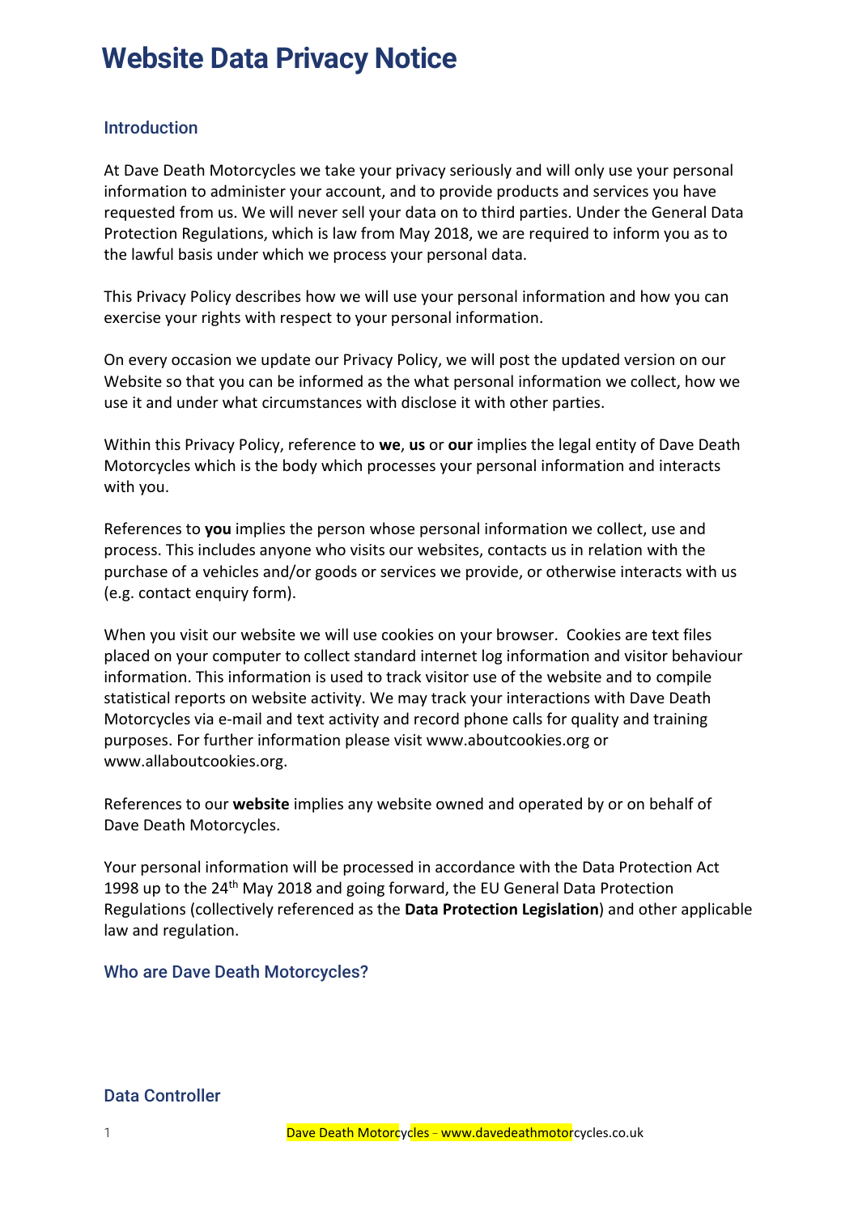# Website Data Privacy Notice

## Introduction

At Dave Death Motorcycles we take your privacy seriously and will only use your personal information to administer your account, and to provide products and services you have requested from us. We will never sell your data on to third parties. Under the General Data Protection Regulations, which is law from May 2018, we are required to inform you as to the lawful basis under which we process your personal data.

This Privacy Policy describes how we will use your personal information and how you can exercise your rights with respect to your personal information.

On every occasion we update our Privacy Policy, we will post the updated version on our Website so that you can be informed as the what personal information we collect, how we use it and under what circumstances with disclose it with other parties.

Within this Privacy Policy, reference to **we**, **us** or **our** implies the legal entity of Dave Death Motorcycles which is the body which processes your personal information and interacts with you.

References to **you** implies the person whose personal information we collect, use and process. This includes anyone who visits our websites, contacts us in relation with the purchase of a vehicles and/or goods or services we provide, or otherwise interacts with us (e.g. contact enquiry form).

When you visit our website we will use cookies on your browser. Cookies are text files placed on your computer to collect standard internet log information and visitor behaviour information. This information is used to track visitor use of the website and to compile statistical reports on website activity. We may track your interactions with Dave Death Motorcycles via e-mail and text activity and record phone calls for quality and training purposes. For further information please visit www.aboutcookies.org or www.allaboutcookies.org.

References to our **website** implies any website owned and operated by or on behalf of Dave Death Motorcycles.

Your personal information will be processed in accordance with the Data Protection Act 1998 up to the 24th May 2018 and going forward, the EU General Data Protection Regulations (collectively referenced as the **Data Protection Legislation**) and other applicable law and regulation.

## Who are Dave Death Motorcycles?

## Data Controller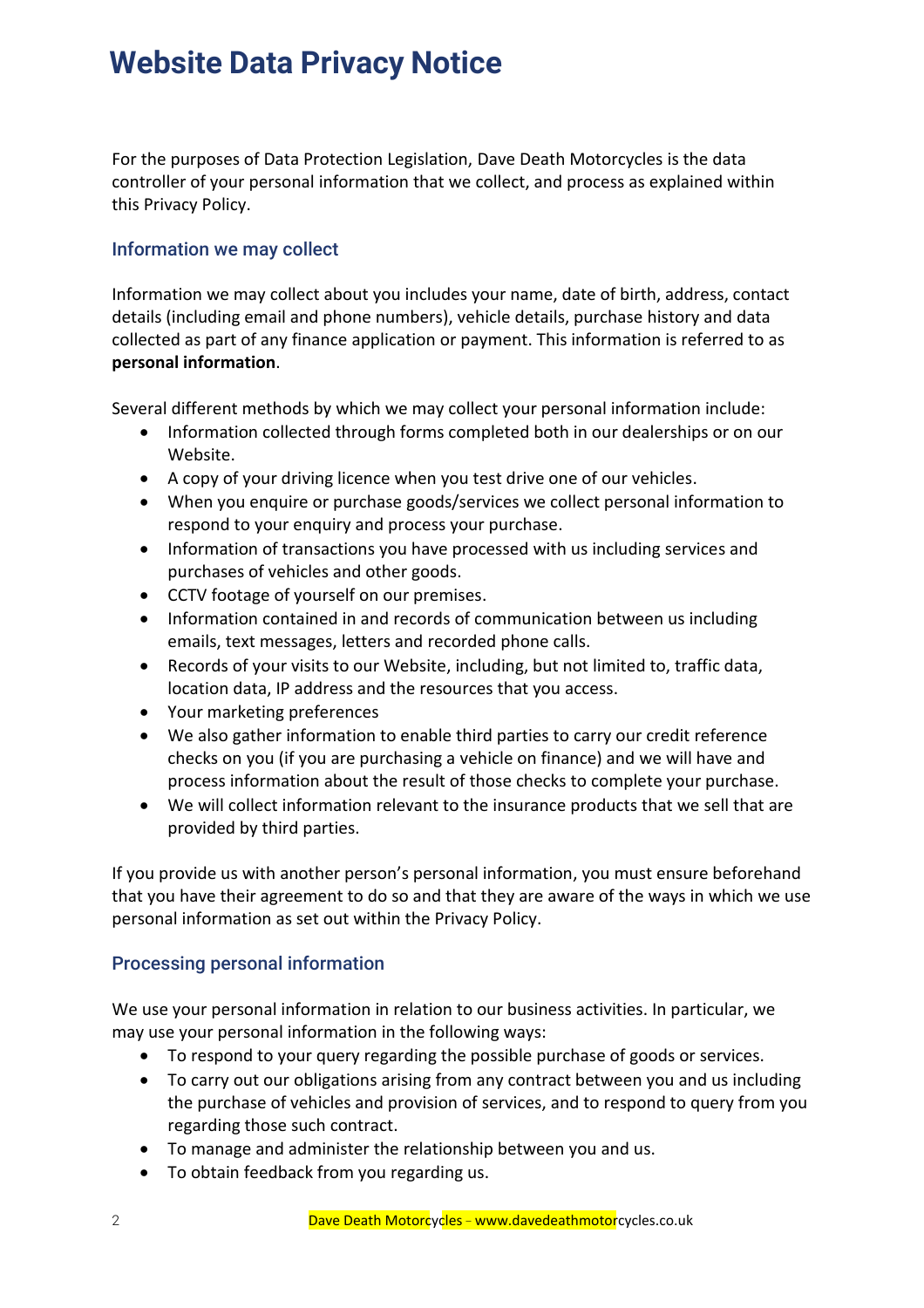# Website Data Privacy Notice

For the purposes of Data Protection Legislation, Dave Death Motorcycles is the data controller of your personal information that we collect, and process as explained within this Privacy Policy.

## Information we may collect

Information we may collect about you includes your name, date of birth, address, contact details (including email and phone numbers), vehicle details, purchase history and data collected as part of any finance application or payment. This information is referred to as **personal information**.

Several different methods by which we may collect your personal information include:

- Information collected through forms completed both in our dealerships or on our Website.
- A copy of your driving licence when you test drive one of our vehicles.
- When you enquire or purchase goods/services we collect personal information to respond to your enquiry and process your purchase.
- Information of transactions you have processed with us including services and purchases of vehicles and other goods.
- CCTV footage of yourself on our premises.
- Information contained in and records of communication between us including emails, text messages, letters and recorded phone calls.
- Records of your visits to our Website, including, but not limited to, traffic data, location data, IP address and the resources that you access.
- Your marketing preferences
- We also gather information to enable third parties to carry our credit reference checks on you (if you are purchasing a vehicle on finance) and we will have and process information about the result of those checks to complete your purchase.
- We will collect information relevant to the insurance products that we sell that are provided by third parties.

If you provide us with another person's personal information, you must ensure beforehand that you have their agreement to do so and that they are aware of the ways in which we use personal information as set out within the Privacy Policy.

## Processing personal information

We use your personal information in relation to our business activities. In particular, we may use your personal information in the following ways:

- To respond to your query regarding the possible purchase of goods or services.
- To carry out our obligations arising from any contract between you and us including the purchase of vehicles and provision of services, and to respond to query from you regarding those such contract.
- To manage and administer the relationship between you and us.
- To obtain feedback from you regarding us.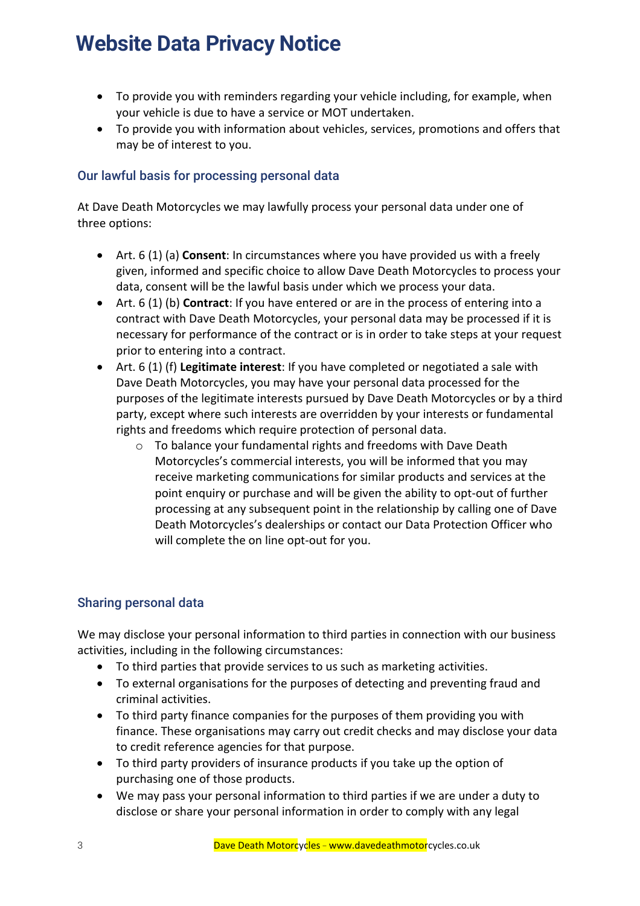- To provide you with reminders regarding your vehicle including, for example, when your vehicle is due to have a service or MOT undertaken.
- To provide you with information about vehicles, services, promotions and offers that may be of interest to you.

### Our lawful basis for processing personal data

At Dave Death Motorcycles we may lawfully process your personal data under one of three options:

- Art. 6 (1) (a) **Consent**: In circumstances where you have provided us with a freely given, informed and specific choice to allow Dave Death Motorcycles to process your data, consent will be the lawful basis under which we process your data.
- Art. 6 (1) (b) **Contract**: If you have entered or are in the process of entering into a contract with Dave Death Motorcycles, your personal data may be processed if it is necessary for performance of the contract or is in order to take steps at your request prior to entering into a contract.
- Art. 6 (1) (f) **Legitimate interest**: If you have completed or negotiated a sale with Dave Death Motorcycles, you may have your personal data processed for the purposes of the legitimate interests pursued by Dave Death Motorcycles or by a third party, except where such interests are overridden by your interests or fundamental rights and freedoms which require protection of personal data.
  - To balance your fundamental rights and freedoms with Dave Death Motorcycles's commercial interests, you will be informed that you may receive marketing communications for similar products and services at the point enquiry or purchase and will be given the ability to opt-out of further processing at any subsequent point in the relationship by calling one of Dave Death Motorcycles's dealerships or contact our Data Protection Officer who will complete the on line opt-out for you.

### Sharing personal data

We may disclose your personal information to third parties in connection with our business activities, including in the following circumstances:

- To third parties that provide services to us such as marketing activities.
- To external organisations for the purposes of detecting and preventing fraud and criminal activities.
- To third party finance companies for the purposes of them providing you with finance. These organisations may carry out credit checks and may disclose your data to credit reference agencies for that purpose.
- To third party providers of insurance products if you take up the option of purchasing one of those products.
- We may pass your personal information to third parties if we are under a duty to disclose or share your personal information in order to comply with any legal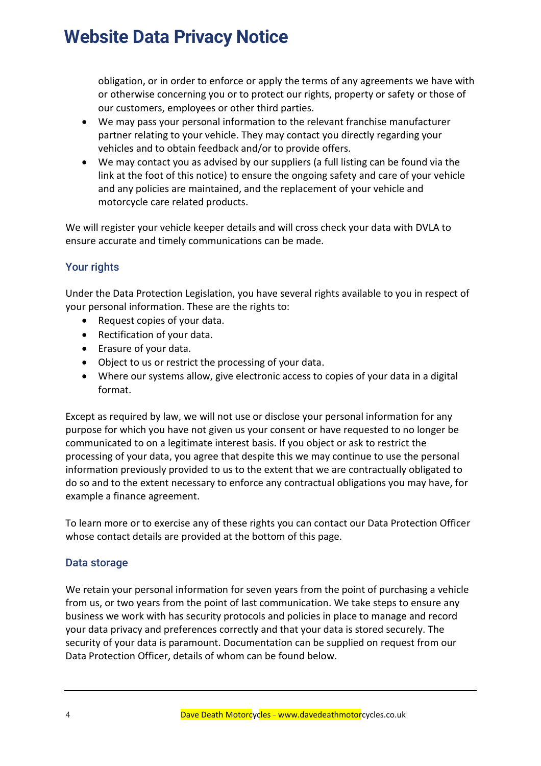obligation, or in order to enforce or apply the terms of any agreements we have with or otherwise concerning you or to protect our rights, property or safety or those of our customers, employees or other third parties.

- We may pass your personal information to the relevant franchise manufacturer partner relating to your vehicle. They may contact you directly regarding your vehicles and to obtain feedback and/or to provide offers.
- We may contact you as advised by our suppliers (a full listing can be found via the link at the foot of this notice) to ensure the ongoing safety and care of your vehicle and any policies are maintained, and the replacement of your vehicle and motorcycle care related products.

We will register your vehicle keeper details and will cross check your data with DVLA to ensure accurate and timely communications can be made.

## Your rights

Under the Data Protection Legislation, you have several rights available to you in respect of your personal information. These are the rights to:

- Request copies of your data.
- Rectification of your data.
- Erasure of your data.
- Object to us or restrict the processing of your data.
- Where our systems allow, give electronic access to copies of your data in a digital format.

Except as required by law, we will not use or disclose your personal information for any purpose for which you have not given us your consent or have requested to no longer be communicated to on a legitimate interest basis. If you object or ask to restrict the processing of your data, you agree that despite this we may continue to use the personal information previously provided to us to the extent that we are contractually obligated to do so and to the extent necessary to enforce any contractual obligations you may have, for example a finance agreement.

To learn more or to exercise any of these rights you can contact our Data Protection Officer whose contact details are provided at the bottom of this page.

## Data storage

We retain your personal information for seven years from the point of purchasing a vehicle from us, or two years from the point of last communication. We take steps to ensure any business we work with has security protocols and policies in place to manage and record your data privacy and preferences correctly and that your data is stored securely. The security of your data is paramount. Documentation can be supplied on request from our Data Protection Officer, details of whom can be found below.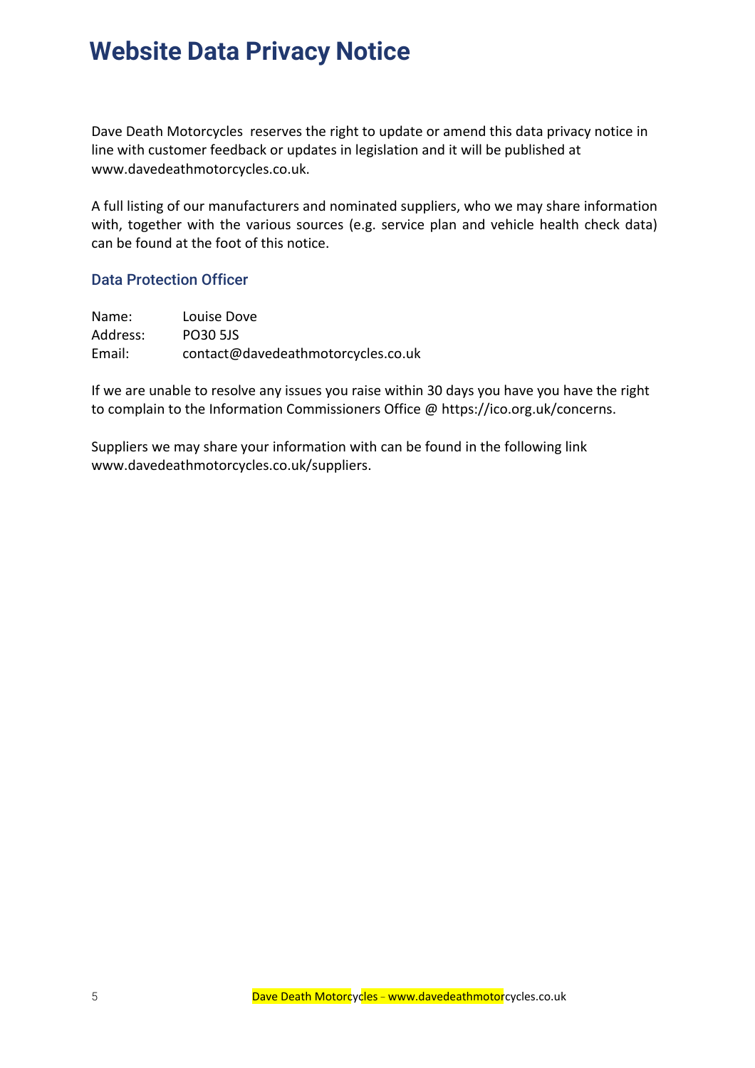# Website Data Privacy Notice

Dave Death Motorcycles reserves the right to update or amend this data privacy notice in line with customer feedback or updates in legislation and it will be published at www.davedeathmotorcycles.co.uk.

A full listing of our manufacturers and nominated suppliers, who we may share information with, together with the various sources (e.g. service plan and vehicle health check data) can be found at the foot of this notice.

## Data Protection Officer

| | |
|---|---|
| Name: | Louise Dove |
| Address: | PO30 5JS |
| Email: | contact@davedeathmotorcycles.co.uk |

If we are unable to resolve any issues you raise within 30 days you have you have the right to complain to the Information Commissioners Office @ https://ico.org.uk/concerns.

Suppliers we may share your information with can be found in the following link www.davedeathmotorcycles.co.uk/suppliers.